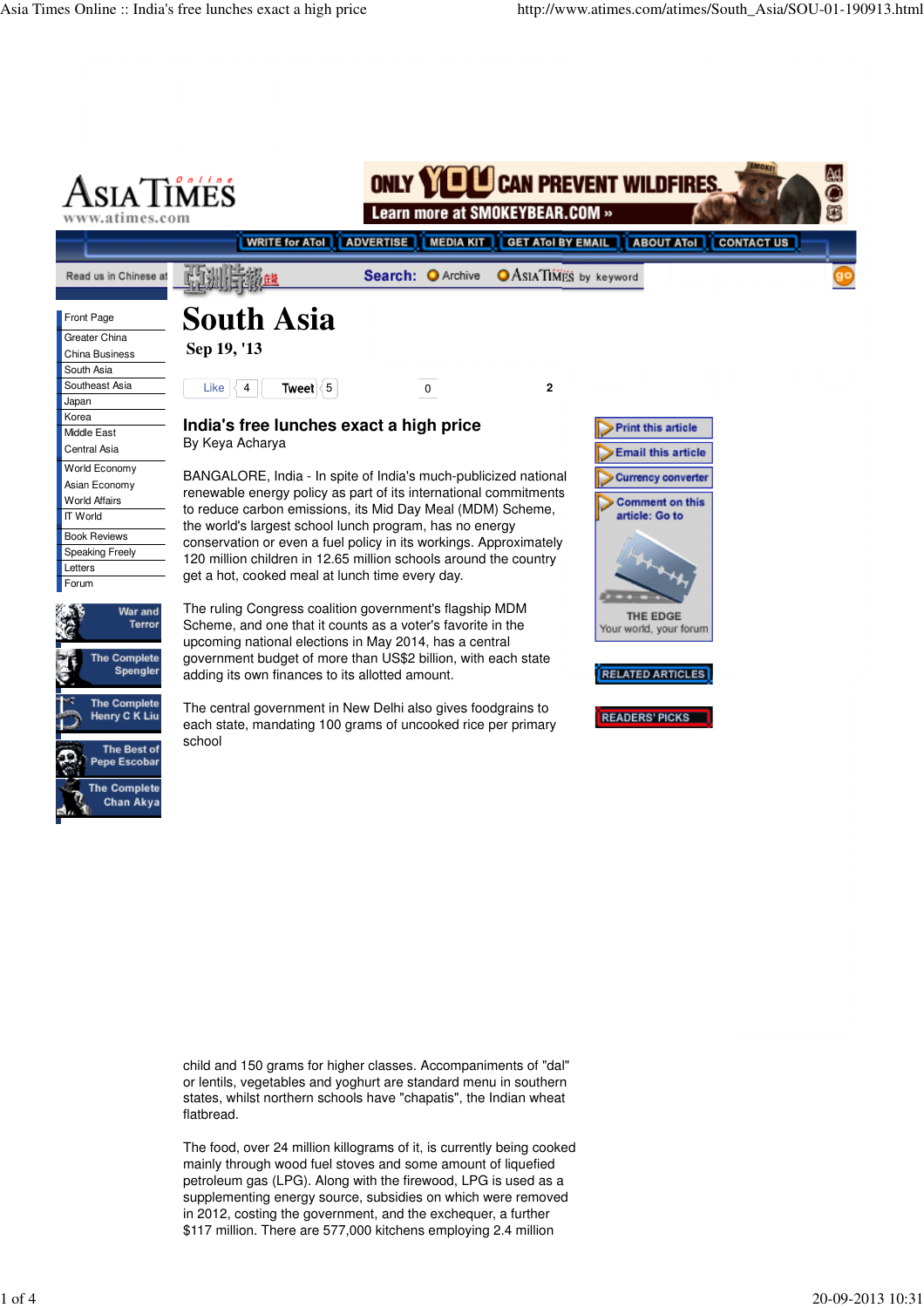# South Asia

**Sep 19, '13**

## India's free lunches exact a high price

By Keya Acharya

BANGALORE, India - In spite of India's much-publicized national renewable energy policy as part of its international commitments to reduce carbon emissions, its Mid Day Meal (MDM) Scheme, the world's largest school lunch program, has no energy conservation or even a fuel policy in its workings. Approximately 120 million children in 12.65 million schools around the country get a hot, cooked meal at lunch time every day.

The ruling Congress coalition government's flagship MDM Scheme, and one that it counts as a voter's favorite in the upcoming national elections in May 2014, has a central government budget of more than US$2 billion, with each state adding its own finances to its allotted amount.

The central government in New Delhi also gives foodgrains to each state, mandating 100 grams of uncooked rice per primary school child and 150 grams for higher classes. Accompaniments of "dal" or lentils, vegetables and yoghurt are standard menu in southern states, whilst northern schools have "chapatis", the Indian wheat flatbread.

The food, over 24 million killograms of it, is currently being cooked mainly through wood fuel stoves and some amount of liquefied petroleum gas (LPG). Along with the firewood, LPG is used as a supplementing energy source, subsidies on which were removed in 2012, costing the government, and the exchequer, a further $117 million. There are 577,000 kitchens employing 2.4 million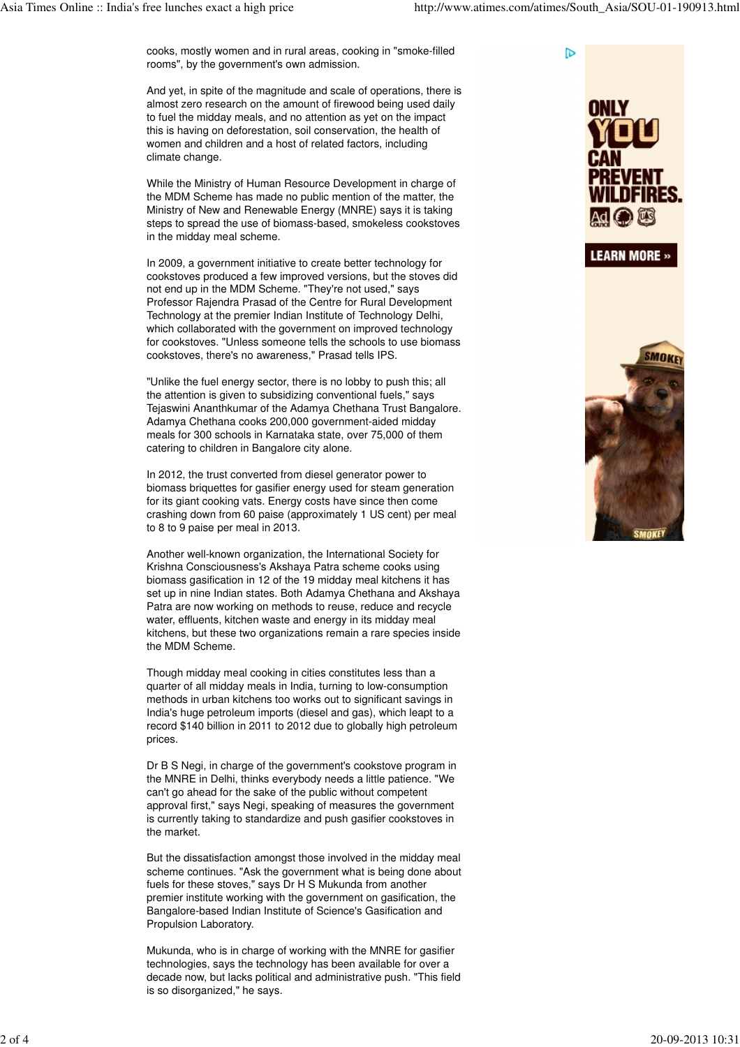cooks, mostly women and in rural areas, cooking in "smoke-filled rooms", by the government's own admission.

And yet, in spite of the magnitude and scale of operations, there is almost zero research on the amount of firewood being used daily to fuel the midday meals, and no attention as yet on the impact this is having on deforestation, soil conservation, the health of women and children and a host of related factors, including climate change.

While the Ministry of Human Resource Development in charge of the MDM Scheme has made no public mention of the matter, the Ministry of New and Renewable Energy (MNRE) says it is taking steps to spread the use of biomass-based, smokeless cookstoves in the midday meal scheme.

In 2009, a government initiative to create better technology for cookstoves produced a few improved versions, but the stoves did not end up in the MDM Scheme. "They're not used," says Professor Rajendra Prasad of the Centre for Rural Development Technology at the premier Indian Institute of Technology Delhi, which collaborated with the government on improved technology for cookstoves. "Unless someone tells the schools to use biomass cookstoves, there's no awareness," Prasad tells IPS.

"Unlike the fuel energy sector, there is no lobby to push this; all the attention is given to subsidizing conventional fuels," says Tejaswini Ananthkumar of the Adamya Chethana Trust Bangalore. Adamya Chethana cooks 200,000 government-aided midday meals for 300 schools in Karnataka state, over 75,000 of them catering to children in Bangalore city alone.

In 2012, the trust converted from diesel generator power to biomass briquettes for gasifier energy used for steam generation for its giant cooking vats. Energy costs have since then come crashing down from 60 paise (approximately 1 US cent) per meal to 8 to 9 paise per meal in 2013.

Another well-known organization, the International Society for Krishna Consciousness's Akshaya Patra scheme cooks using biomass gasification in 12 of the 19 midday meal kitchens it has set up in nine Indian states. Both Adamya Chethana and Akshaya Patra are now working on methods to reuse, reduce and recycle water, effluents, kitchen waste and energy in its midday meal kitchens, but these two organizations remain a rare species inside the MDM Scheme.

Though midday meal cooking in cities constitutes less than a quarter of all midday meals in India, turning to low-consumption methods in urban kitchens too works out to significant savings in India's huge petroleum imports (diesel and gas), which leapt to a record $140 billion in 2011 to 2012 due to globally high petroleum prices.

Dr B S Negi, in charge of the government's cookstove program in the MNRE in Delhi, thinks everybody needs a little patience. "We can't go ahead for the sake of the public without competent approval first," says Negi, speaking of measures the government is currently taking to standardize and push gasifier cookstoves in the market.

But the dissatisfaction amongst those involved in the midday meal scheme continues. "Ask the government what is being done about fuels for these stoves," says Dr H S Mukunda from another premier institute working with the government on gasification, the Bangalore-based Indian Institute of Science's Gasification and Propulsion Laboratory.

Mukunda, who is in charge of working with the MNRE for gasifier technologies, says the technology has been available for over a decade now, but lacks political and administrative push. "This field is so disorganized," he says.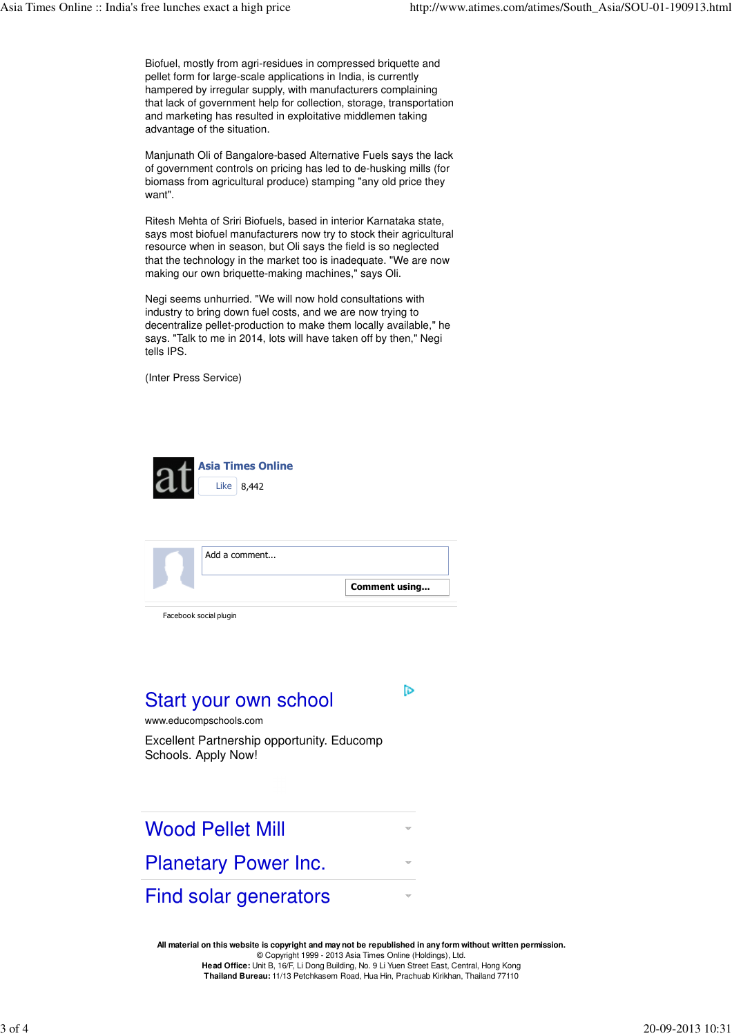Biofuel, mostly from agri-residues in compressed briquette and pellet form for large-scale applications in India, is currently hampered by irregular supply, with manufacturers complaining that lack of government help for collection, storage, transportation and marketing has resulted in exploitative middlemen taking advantage of the situation.

Manjunath Oli of Bangalore-based Alternative Fuels says the lack of government controls on pricing has led to de-husking mills (for biomass from agricultural produce) stamping "any old price they want".

Ritesh Mehta of Sriri Biofuels, based in interior Karnataka state, says most biofuel manufacturers now try to stock their agricultural resource when in season, but Oli says the field is so neglected that the technology in the market too is inadequate. "We are now making our own briquette-making machines," says Oli.

Negi seems unhurried. "We will now hold consultations with industry to bring down fuel costs, and we are now trying to decentralize pellet-production to make them locally available," he says. "Talk to me in 2014, lots will have taken off by then," Negi tells IPS.

(Inter Press Service)

Asia Times Online

Like 8,442

Add a comment...

Comment using...

Facebook social plugin

Start your own school

www.educompschools.com

Excellent Partnership opportunity. Educomp Schools. Apply Now!

Wood Pellet Mill

Planetary Power Inc.

Find solar generators

**All material on this website is copyright and may not be republished in any form without written permission.**
© Copyright 1999 - 2013 Asia Times Online (Holdings), Ltd.
**Head Office:** Unit B, 16/F, Li Dong Building, No. 9 Li Yuen Street East, Central, Hong Kong
**Thailand Bureau:** 11/13 Petchkasem Road, Hua Hin, Prachuab Kirikhan, Thailand 77110